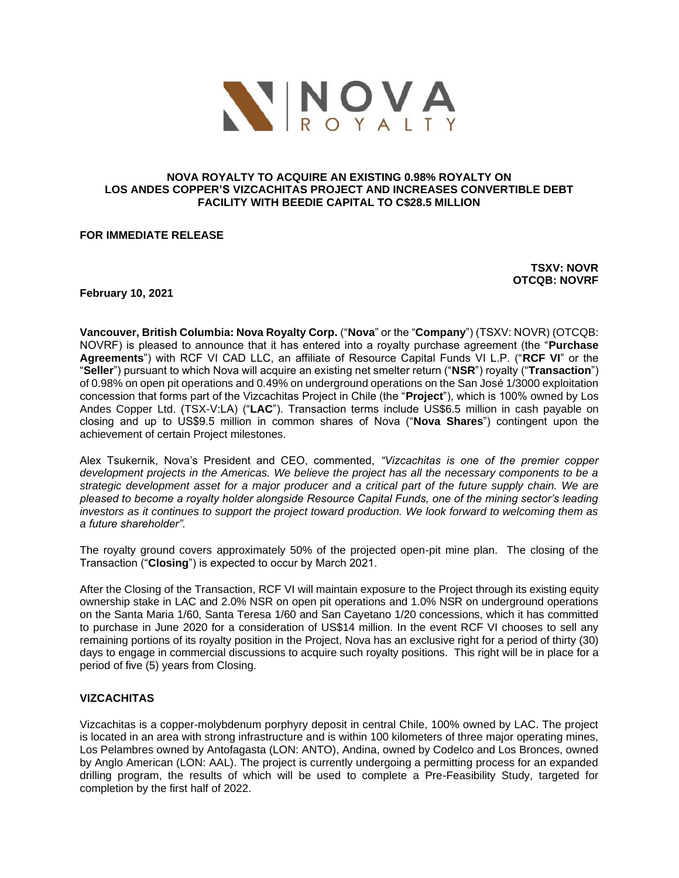# NOVA ROYALTY TO ACQUIRE AN EXISTING 0.98% ROYALTY ON LOS ANDES COPPER'S VIZCACHITAS PROJECT AND INCREASES CONVERTIBLE DEBT FACILITY WITH BEEDIE CAPITAL TO C$28.5 MILLION

**FOR IMMEDIATE RELEASE**

**TSXV: NOVR**
**OTCQB: NOVRF**

**February 10, 2021**

**Vancouver, British Columbia: Nova Royalty Corp.** ("**Nova**" or the "**Company**") (TSXV: NOVR) (OTCQB: NOVRF) is pleased to announce that it has entered into a royalty purchase agreement (the "**Purchase Agreements**") with RCF VI CAD LLC, an affiliate of Resource Capital Funds VI L.P. ("**RCF VI**" or the "**Seller**") pursuant to which Nova will acquire an existing net smelter return ("**NSR**") royalty ("**Transaction**") of 0.98% on open pit operations and 0.49% on underground operations on the San José 1/3000 exploitation concession that forms part of the Vizcachitas Project in Chile (the "**Project**"), which is 100% owned by Los Andes Copper Ltd. (TSX-V:LA) ("**LAC**"). Transaction terms include US$6.5 million in cash payable on closing and up to US$9.5 million in common shares of Nova ("**Nova Shares**") contingent upon the achievement of certain Project milestones.

Alex Tsukernik, Nova's President and CEO, commented, *"Vizcachitas is one of the premier copper development projects in the Americas. We believe the project has all the necessary components to be a strategic development asset for a major producer and a critical part of the future supply chain. We are pleased to become a royalty holder alongside Resource Capital Funds, one of the mining sector's leading investors as it continues to support the project toward production. We look forward to welcoming them as a future shareholder"*.

The royalty ground covers approximately 50% of the projected open-pit mine plan. The closing of the Transaction ("**Closing**") is expected to occur by March 2021.

After the Closing of the Transaction, RCF VI will maintain exposure to the Project through its existing equity ownership stake in LAC and 2.0% NSR on open pit operations and 1.0% NSR on underground operations on the Santa Maria 1/60, Santa Teresa 1/60 and San Cayetano 1/20 concessions, which it has committed to purchase in June 2020 for a consideration of US$14 million. In the event RCF VI chooses to sell any remaining portions of its royalty position in the Project, Nova has an exclusive right for a period of thirty (30) days to engage in commercial discussions to acquire such royalty positions. This right will be in place for a period of five (5) years from Closing.

## VIZCACHITAS

Vizcachitas is a copper-molybdenum porphyry deposit in central Chile, 100% owned by LAC. The project is located in an area with strong infrastructure and is within 100 kilometers of three major operating mines, Los Pelambres owned by Antofagasta (LON: ANTO), Andina, owned by Codelco and Los Bronces, owned by Anglo American (LON: AAL). The project is currently undergoing a permitting process for an expanded drilling program, the results of which will be used to complete a Pre-Feasibility Study, targeted for completion by the first half of 2022.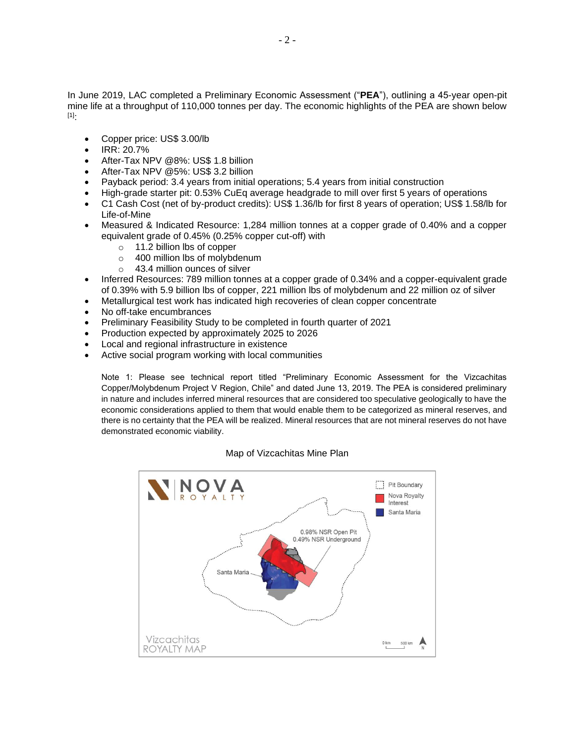In June 2019, LAC completed a Preliminary Economic Assessment ("**PEA**"), outlining a 45-year open-pit mine life at a throughput of 110,000 tonnes per day. The economic highlights of the PEA are shown below [1]:

- Copper price: US$ 3.00/lb
- IRR: 20.7%
- After-Tax NPV @8%: US$ 1.8 billion
- After-Tax NPV @5%: US$ 3.2 billion
- Payback period: 3.4 years from initial operations; 5.4 years from initial construction
- High-grade starter pit: 0.53% CuEq average headgrade to mill over first 5 years of operations
- C1 Cash Cost (net of by-product credits): US$ 1.36/lb for first 8 years of operation; US$ 1.58/lb for Life-of-Mine
- Measured & Indicated Resource: 1,284 million tonnes at a copper grade of 0.40% and a copper equivalent grade of 0.45% (0.25% copper cut-off) with
  - 11.2 billion lbs of copper
  - 400 million lbs of molybdenum
  - 43.4 million ounces of silver
- Inferred Resources: 789 million tonnes at a copper grade of 0.34% and a copper-equivalent grade of 0.39% with 5.9 billion lbs of copper, 221 million lbs of molybdenum and 22 million oz of silver
- Metallurgical test work has indicated high recoveries of clean copper concentrate
- No off-take encumbrances
- Preliminary Feasibility Study to be completed in fourth quarter of 2021
- Production expected by approximately 2025 to 2026
- Local and regional infrastructure in existence
- Active social program working with local communities

Note 1: Please see technical report titled "Preliminary Economic Assessment for the Vizcachitas Copper/Molybdenum Project V Region, Chile" and dated June 13, 2019. The PEA is considered preliminary in nature and includes inferred mineral resources that are considered too speculative geologically to have the economic considerations applied to them that would enable them to be categorized as mineral reserves, and there is no certainty that the PEA will be realized. Mineral resources that are not mineral reserves do not have demonstrated economic viability.

Map of Vizcachitas Mine Plan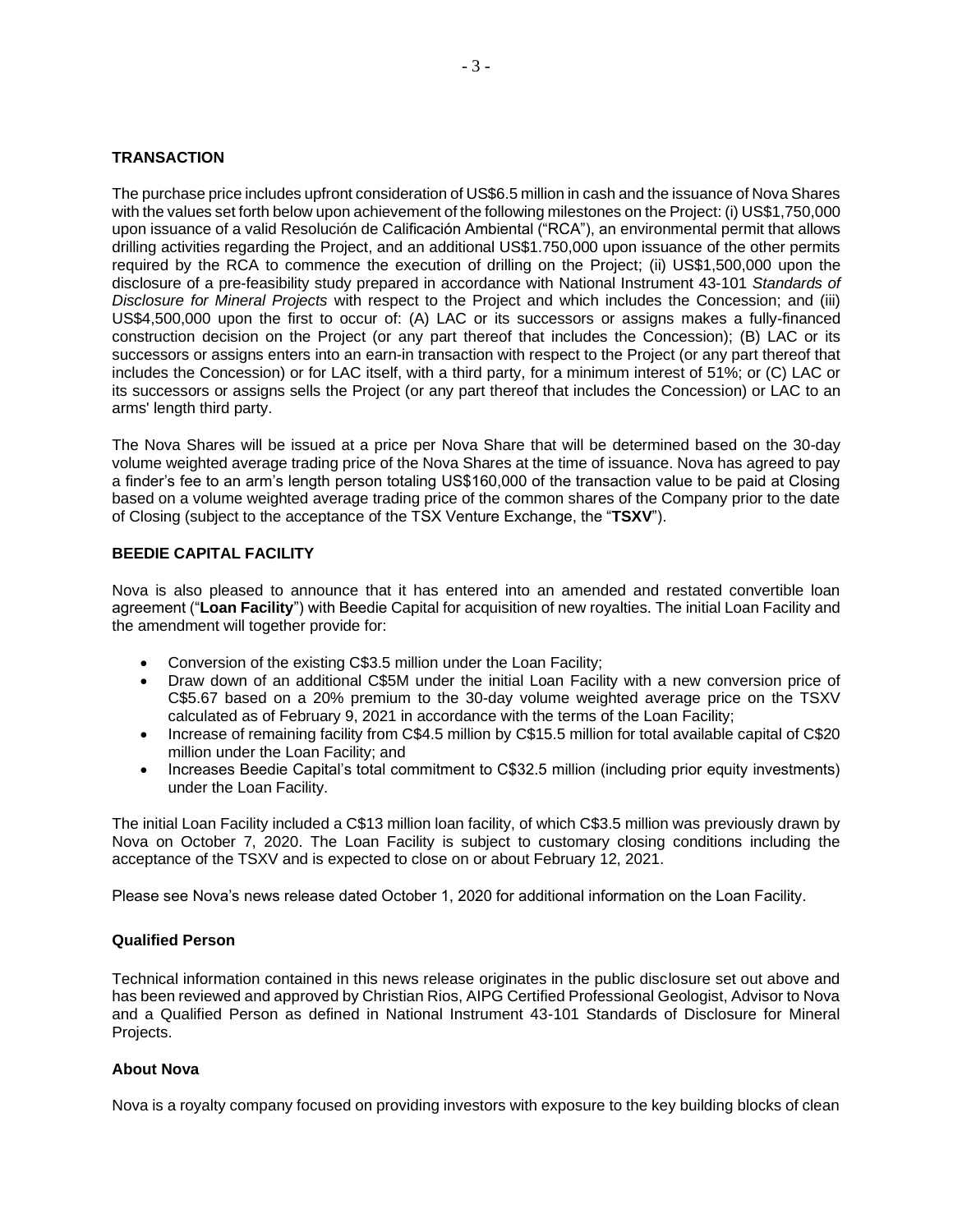**TRANSACTION**

The purchase price includes upfront consideration of US$6.5 million in cash and the issuance of Nova Shares with the values set forth below upon achievement of the following milestones on the Project: (i) US$1,750,000 upon issuance of a valid Resolución de Calificación Ambiental ("RCA"), an environmental permit that allows drilling activities regarding the Project, and an additional US$1.750,000 upon issuance of the other permits required by the RCA to commence the execution of drilling on the Project; (ii) US$1,500,000 upon the disclosure of a pre-feasibility study prepared in accordance with National Instrument 43-101 *Standards of Disclosure for Mineral Projects* with respect to the Project and which includes the Concession; and (iii) US$4,500,000 upon the first to occur of: (A) LAC or its successors or assigns makes a fully-financed construction decision on the Project (or any part thereof that includes the Concession); (B) LAC or its successors or assigns enters into an earn-in transaction with respect to the Project (or any part thereof that includes the Concession) or for LAC itself, with a third party, for a minimum interest of 51%; or (C) LAC or its successors or assigns sells the Project (or any part thereof that includes the Concession) or LAC to an arms' length third party.

The Nova Shares will be issued at a price per Nova Share that will be determined based on the 30-day volume weighted average trading price of the Nova Shares at the time of issuance. Nova has agreed to pay a finder's fee to an arm's length person totaling US$160,000 of the transaction value to be paid at Closing based on a volume weighted average trading price of the common shares of the Company prior to the date of Closing (subject to the acceptance of the TSX Venture Exchange, the "**TSXV**").

**BEEDIE CAPITAL FACILITY**

Nova is also pleased to announce that it has entered into an amended and restated convertible loan agreement ("**Loan Facility**") with Beedie Capital for acquisition of new royalties. The initial Loan Facility and the amendment will together provide for:

- Conversion of the existing C$3.5 million under the Loan Facility;
- Draw down of an additional C$5M under the initial Loan Facility with a new conversion price of C$5.67 based on a 20% premium to the 30-day volume weighted average price on the TSXV calculated as of February 9, 2021 in accordance with the terms of the Loan Facility;
- Increase of remaining facility from C$4.5 million by C$15.5 million for total available capital of C$20 million under the Loan Facility; and
- Increases Beedie Capital's total commitment to C$32.5 million (including prior equity investments) under the Loan Facility.

The initial Loan Facility included a C$13 million loan facility, of which C$3.5 million was previously drawn by Nova on October 7, 2020. The Loan Facility is subject to customary closing conditions including the acceptance of the TSXV and is expected to close on or about February 12, 2021.

Please see Nova's news release dated October 1, 2020 for additional information on the Loan Facility.

**Qualified Person**

Technical information contained in this news release originates in the public disclosure set out above and has been reviewed and approved by Christian Rios, AIPG Certified Professional Geologist, Advisor to Nova and a Qualified Person as defined in National Instrument 43-101 Standards of Disclosure for Mineral Projects.

**About Nova**

Nova is a royalty company focused on providing investors with exposure to the key building blocks of clean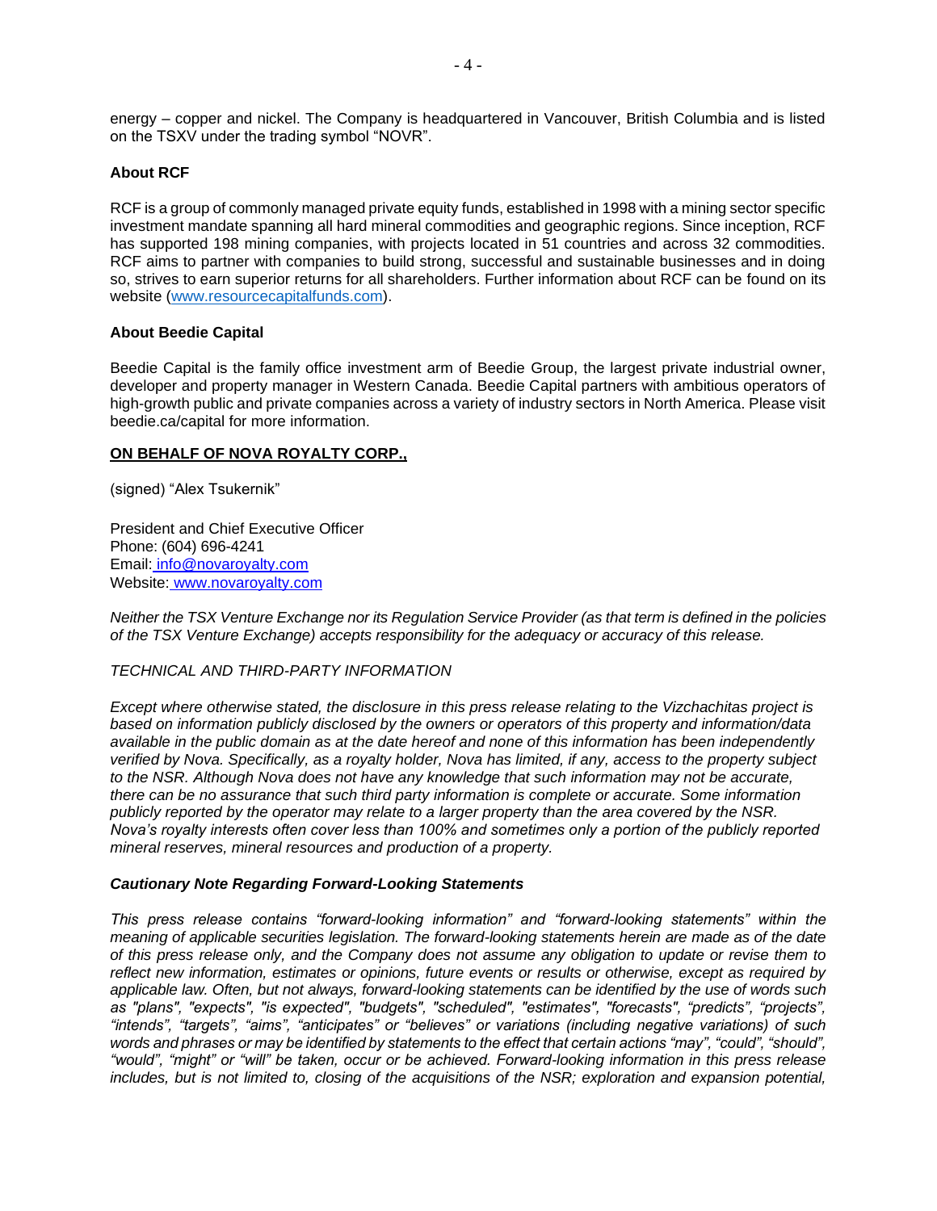energy – copper and nickel. The Company is headquartered in Vancouver, British Columbia and is listed on the TSXV under the trading symbol "NOVR".

**About RCF**

RCF is a group of commonly managed private equity funds, established in 1998 with a mining sector specific investment mandate spanning all hard mineral commodities and geographic regions. Since inception, RCF has supported 198 mining companies, with projects located in 51 countries and across 32 commodities. RCF aims to partner with companies to build strong, successful and sustainable businesses and in doing so, strives to earn superior returns for all shareholders. Further information about RCF can be found on its website (www.resourcecapitalfunds.com).

**About Beedie Capital**

Beedie Capital is the family office investment arm of Beedie Group, the largest private industrial owner, developer and property manager in Western Canada. Beedie Capital partners with ambitious operators of high-growth public and private companies across a variety of industry sectors in North America. Please visit beedie.ca/capital for more information.

**ON BEHALF OF NOVA ROYALTY CORP.,**

(signed) "Alex Tsukernik"

President and Chief Executive Officer
Phone: (604) 696-4241
Email: info@novaroyalty.com
Website: www.novaroyalty.com

*Neither the TSX Venture Exchange nor its Regulation Service Provider (as that term is defined in the policies of the TSX Venture Exchange) accepts responsibility for the adequacy or accuracy of this release.*

*TECHNICAL AND THIRD-PARTY INFORMATION*

*Except where otherwise stated, the disclosure in this press release relating to the Vizchachitas project is based on information publicly disclosed by the owners or operators of this property and information/data available in the public domain as at the date hereof and none of this information has been independently verified by Nova. Specifically, as a royalty holder, Nova has limited, if any, access to the property subject to the NSR. Although Nova does not have any knowledge that such information may not be accurate, there can be no assurance that such third party information is complete or accurate. Some information publicly reported by the operator may relate to a larger property than the area covered by the NSR. Nova's royalty interests often cover less than 100% and sometimes only a portion of the publicly reported mineral reserves, mineral resources and production of a property.*

***Cautionary Note Regarding Forward-Looking Statements***

*This press release contains "forward-looking information" and "forward-looking statements" within the meaning of applicable securities legislation. The forward-looking statements herein are made as of the date of this press release only, and the Company does not assume any obligation to update or revise them to reflect new information, estimates or opinions, future events or results or otherwise, except as required by applicable law. Often, but not always, forward-looking statements can be identified by the use of words such as "plans", "expects", "is expected", "budgets", "scheduled", "estimates", "forecasts", "predicts", "projects", "intends", "targets", "aims", "anticipates" or "believes" or variations (including negative variations) of such words and phrases or may be identified by statements to the effect that certain actions "may", "could", "should", "would", "might" or "will" be taken, occur or be achieved. Forward-looking information in this press release includes, but is not limited to, closing of the acquisitions of the NSR; exploration and expansion potential,*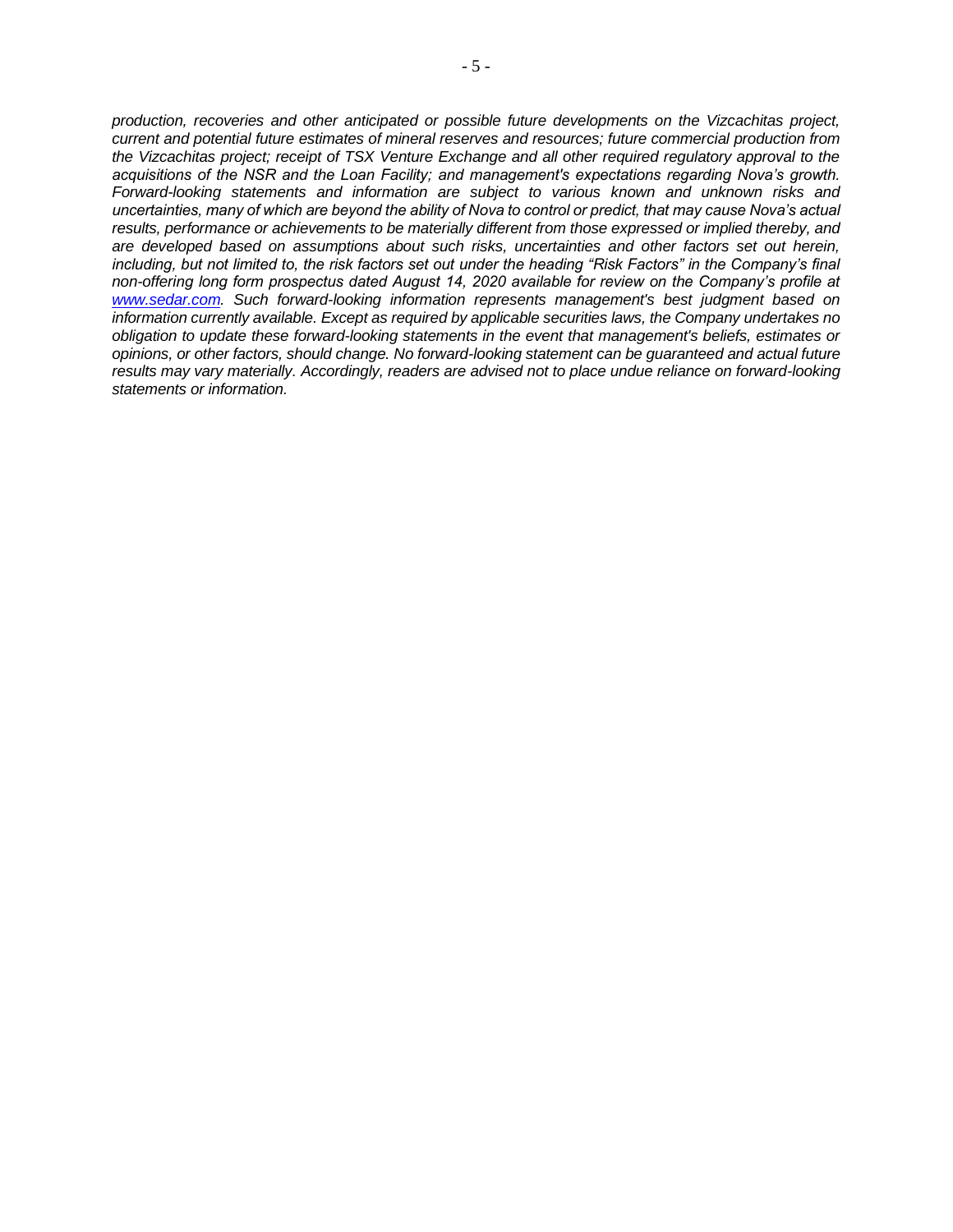*production, recoveries and other anticipated or possible future developments on the Vizcachitas project, current and potential future estimates of mineral reserves and resources; future commercial production from the Vizcachitas project; receipt of TSX Venture Exchange and all other required regulatory approval to the acquisitions of the NSR and the Loan Facility; and management's expectations regarding Nova's growth. Forward-looking statements and information are subject to various known and unknown risks and uncertainties, many of which are beyond the ability of Nova to control or predict, that may cause Nova's actual results, performance or achievements to be materially different from those expressed or implied thereby, and are developed based on assumptions about such risks, uncertainties and other factors set out herein, including, but not limited to, the risk factors set out under the heading "Risk Factors" in the Company's final non-offering long form prospectus dated August 14, 2020 available for review on the Company's profile at [www.sedar.com](http://www.sedar.com). Such forward-looking information represents management's best judgment based on information currently available. Except as required by applicable securities laws, the Company undertakes no obligation to update these forward-looking statements in the event that management's beliefs, estimates or opinions, or other factors, should change. No forward-looking statement can be guaranteed and actual future results may vary materially. Accordingly, readers are advised not to place undue reliance on forward-looking statements or information.*